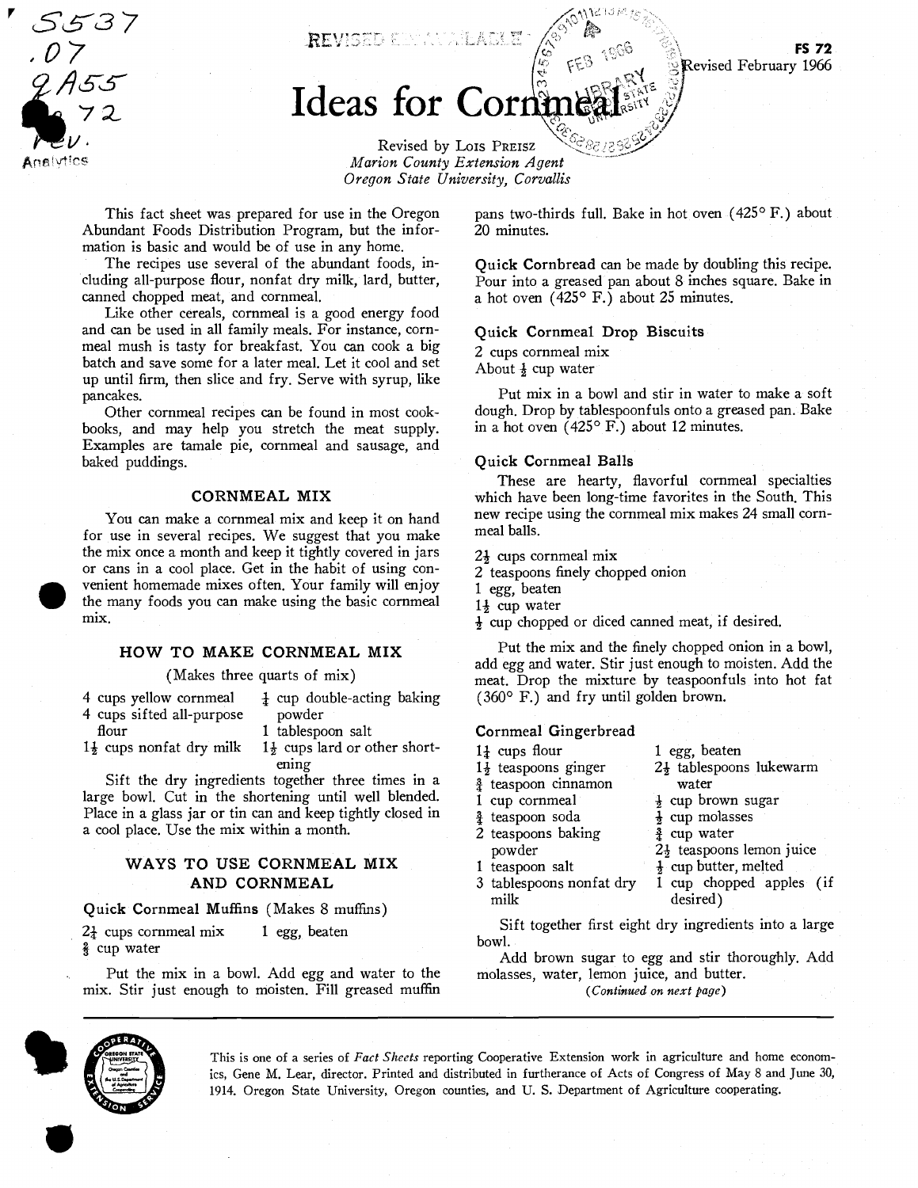FS 72
Revised February 1966

# Ideas for Cornmeal

Revised by Lois Preisz
*Marion County Extension Agent*
*Oregon State University, Corvallis*

This fact sheet was prepared for use in the Oregon Abundant Foods Distribution Program, but the information is basic and would be of use in any home.

The recipes use several of the abundant foods, including all-purpose flour, nonfat dry milk, lard, butter, canned chopped meat, and cornmeal.

Like other cereals, cornmeal is a good energy food and can be used in all family meals. For instance, cornmeal mush is tasty for breakfast. You can cook a big batch and save some for a later meal. Let it cool and set up until firm, then slice and fry. Serve with syrup, like pancakes.

Other cornmeal recipes can be found in most cookbooks, and may help you stretch the meat supply. Examples are tamale pie, cornmeal and sausage, and baked puddings.

## CORNMEAL MIX

You can make a cornmeal mix and keep it on hand for use in several recipes. We suggest that you make the mix once a month and keep it tightly covered in jars or cans in a cool place. Get in the habit of using convenient homemade mixes often. Your family will enjoy the many foods you can make using the basic cornmeal mix.

## HOW TO MAKE CORNMEAL MIX

(Makes three quarts of mix)

4 cups yellow cornmeal
4 cups sifted all-purpose flour
1½ cups nonfat dry milk
¼ cup double-acting baking powder
1 tablespoon salt
1½ cups lard or other shortening

Sift the dry ingredients together three times in a large bowl. Cut in the shortening until well blended. Place in a glass jar or tin can and keep tightly closed in a cool place. Use the mix within a month.

## WAYS TO USE CORNMEAL MIX AND CORNMEAL

### Quick Cornmeal Muffins (Makes 8 muffins)

2¼ cups cornmeal mix
⅝ cup water
1 egg, beaten

Put the mix in a bowl. Add egg and water to the mix. Stir just enough to moisten. Fill greased muffin pans two-thirds full. Bake in hot oven (425° F.) about 20 minutes.

**Quick Cornbread** can be made by doubling this recipe. Pour into a greased pan about 8 inches square. Bake in a hot oven (425° F.) about 25 minutes.

### Quick Cornmeal Drop Biscuits

2 cups cornmeal mix
About ½ cup water

Put mix in a bowl and stir in water to make a soft dough. Drop by tablespoonfuls onto a greased pan. Bake in a hot oven (425° F.) about 12 minutes.

### Quick Cornmeal Balls

These are hearty, flavorful cornmeal specialties which have been long-time favorites in the South. This new recipe using the cornmeal mix makes 24 small cornmeal balls.

2½ cups cornmeal mix
2 teaspoons finely chopped onion
1 egg, beaten
1½ cup water
½ cup chopped or diced canned meat, if desired.

Put the mix and the finely chopped onion in a bowl, add egg and water. Stir just enough to moisten. Add the meat. Drop the mixture by teaspoonfuls into hot fat (360° F.) and fry until golden brown.

### Cornmeal Gingerbread

1¼ cups flour
1½ teaspoons ginger
¾ teaspoon cinnamon
1 cup cornmeal
¾ teaspoon soda
2 teaspoons baking powder
1 teaspoon salt
3 tablespoons nonfat dry milk
1 egg, beaten
2½ tablespoons lukewarm water
½ cup brown sugar
½ cup molasses
¾ cup water
2½ teaspoons lemon juice
½ cup butter, melted
1 cup chopped apples (if desired)

Sift together first eight dry ingredients into a large bowl.

Add brown sugar to egg and stir thoroughly. Add molasses, water, lemon juice, and butter.

*(Continued on next page)*

This is one of a series of *Fact Sheets* reporting Cooperative Extension work in agriculture and home economics, Gene M. Lear, director. Printed and distributed in furtherance of Acts of Congress of May 8 and June 30, 1914. Oregon State University, Oregon counties, and U. S. Department of Agriculture cooperating.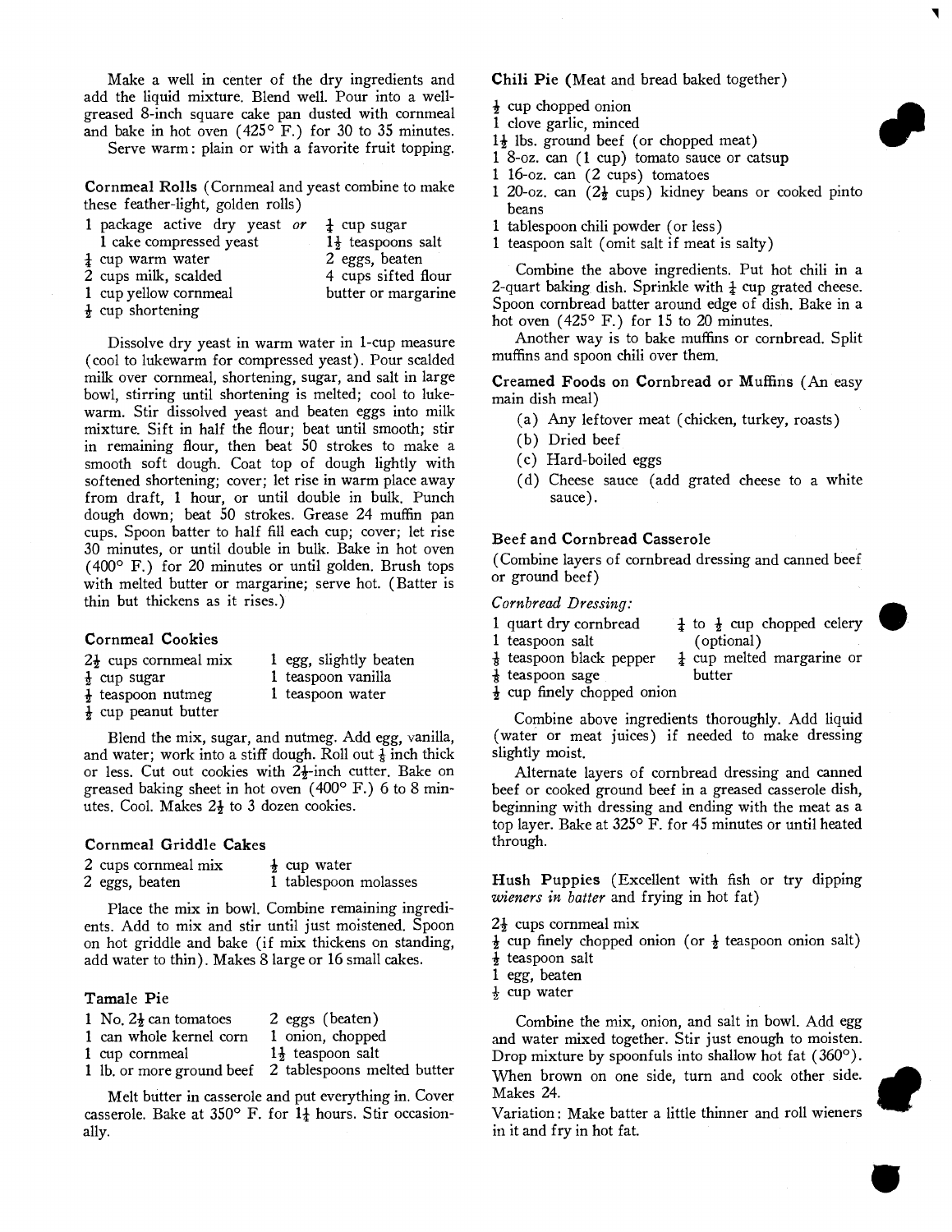Make a well in center of the dry ingredients and add the liquid mixture. Blend well. Pour into a well-greased 8-inch square cake pan dusted with cornmeal and bake in hot oven (425° F.) for 30 to 35 minutes.

Serve warm: plain or with a favorite fruit topping.

**Cornmeal Rolls** (Cornmeal and yeast combine to make these feather-light, golden rolls)

| | |
|---|---|
| 1 package active dry yeast *or* 1 cake compressed yeast | ¼ cup sugar |
| ¼ cup warm water | 1½ teaspoons salt |
| 2 cups milk, scalded | 2 eggs, beaten |
| 1 cup yellow cornmeal | 4 cups sifted flour |
| ½ cup shortening | butter or margarine |

Dissolve dry yeast in warm water in 1-cup measure (cool to lukewarm for compressed yeast). Pour scalded milk over cornmeal, shortening, sugar, and salt in large bowl, stirring until shortening is melted; cool to lukewarm. Stir dissolved yeast and beaten eggs into milk mixture. Sift in half the flour; beat until smooth; stir in remaining flour, then beat 50 strokes to make a smooth soft dough. Coat top of dough lightly with softened shortening; cover; let rise in warm place away from draft, 1 hour, or until double in bulk. Punch dough down; beat 50 strokes. Grease 24 muffin pan cups. Spoon batter to half fill each cup; cover; let rise 30 minutes, or until double in bulk. Bake in hot oven (400° F.) for 20 minutes or until golden. Brush tops with melted butter or margarine; serve hot. (Batter is thin but thickens as it rises.)

### Cornmeal Cookies

| | |
|---|---|
| 2½ cups cornmeal mix | 1 egg, slightly beaten |
| ½ cup sugar | 1 teaspoon vanilla |
| ½ teaspoon nutmeg | 1 teaspoon water |
| ½ cup peanut butter | |

Blend the mix, sugar, and nutmeg. Add egg, vanilla, and water; work into a stiff dough. Roll out ⅛ inch thick or less. Cut out cookies with 2½-inch cutter. Bake on greased baking sheet in hot oven (400° F.) 6 to 8 minutes. Cool. Makes 2½ to 3 dozen cookies.

### Cornmeal Griddle Cakes

| | |
|---|---|
| 2 cups cornmeal mix | ½ cup water |
| 2 eggs, beaten | 1 tablespoon molasses |

Place the mix in bowl. Combine remaining ingredients. Add to mix and stir until just moistened. Spoon on hot griddle and bake (if mix thickens on standing, add water to thin). Makes 8 large or 16 small cakes.

### Tamale Pie

| | |
|---|---|
| 1 No. 2½ can tomatoes | 2 eggs (beaten) |
| 1 can whole kernel corn | 1 onion, chopped |
| 1 cup cornmeal | 1½ teaspoon salt |
| 1 lb. or more ground beef | 2 tablespoons melted butter |

Melt butter in casserole and put everything in. Cover casserole. Bake at 350° F. for 1¼ hours. Stir occasionally.

**Chili Pie** (Meat and bread baked together)

½ cup chopped onion
1 clove garlic, minced
1½ lbs. ground beef (or chopped meat)
1 8-oz. can (1 cup) tomato sauce or catsup
1 16-oz. can (2 cups) tomatoes
1 20-oz. can (2½ cups) kidney beans or cooked pinto beans
1 tablespoon chili powder (or less)
1 teaspoon salt (omit salt if meat is salty)

Combine the above ingredients. Put hot chili in a 2-quart baking dish. Sprinkle with ¼ cup grated cheese. Spoon cornbread batter around edge of dish. Bake in a hot oven (425° F.) for 15 to 20 minutes.

Another way is to bake muffins or cornbread. Split muffins and spoon chili over them.

**Creamed Foods on Cornbread or Muffins** (An easy main dish meal)

(a) Any leftover meat (chicken, turkey, roasts)
(b) Dried beef
(c) Hard-boiled eggs
(d) Cheese sauce (add grated cheese to a white sauce).

### Beef and Cornbread Casserole

(Combine layers of cornbread dressing and canned beef or ground beef)

*Cornbread Dressing:*

| | |
|---|---|
| 1 quart dry cornbread | ¼ to ½ cup chopped celery (optional) |
| 1 teaspoon salt | |
| ⅛ teaspoon black pepper | ¼ cup melted margarine or butter |
| ⅛ teaspoon sage | |
| ½ cup finely chopped onion | |

Combine above ingredients thoroughly. Add liquid (water or meat juices) if needed to make dressing slightly moist.

Alternate layers of cornbread dressing and canned beef or cooked ground beef in a greased casserole dish, beginning with dressing and ending with the meat as a top layer. Bake at 325° F. for 45 minutes or until heated through.

**Hush Puppies** (Excellent with fish or try dipping *wieners in batter* and frying in hot fat)

2½ cups cornmeal mix
½ cup finely chopped onion (or ½ teaspoon onion salt)
½ teaspoon salt
1 egg, beaten
½ cup water

Combine the mix, onion, and salt in bowl. Add egg and water mixed together. Stir just enough to moisten. Drop mixture by spoonfuls into shallow hot fat (360°). When brown on one side, turn and cook other side. Makes 24.

Variation: Make batter a little thinner and roll wieners in it and fry in hot fat.